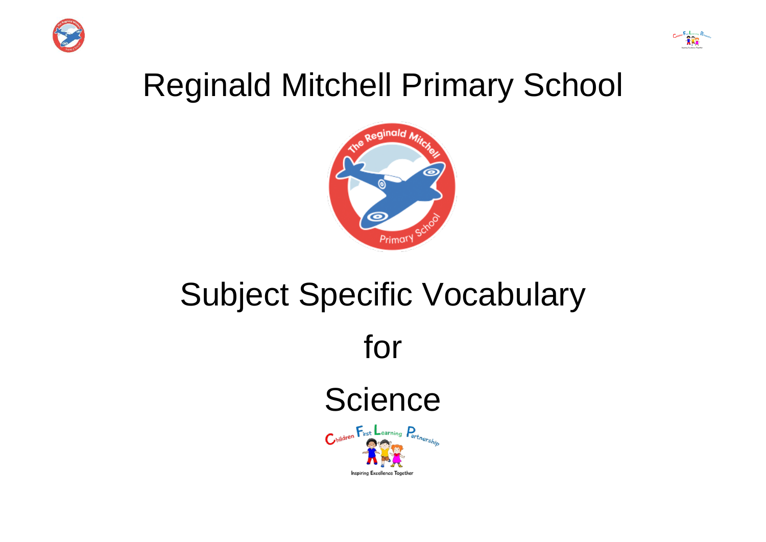# Reginald Mitchell Primary School

# Subject Specific Vocabulary

# for

# Science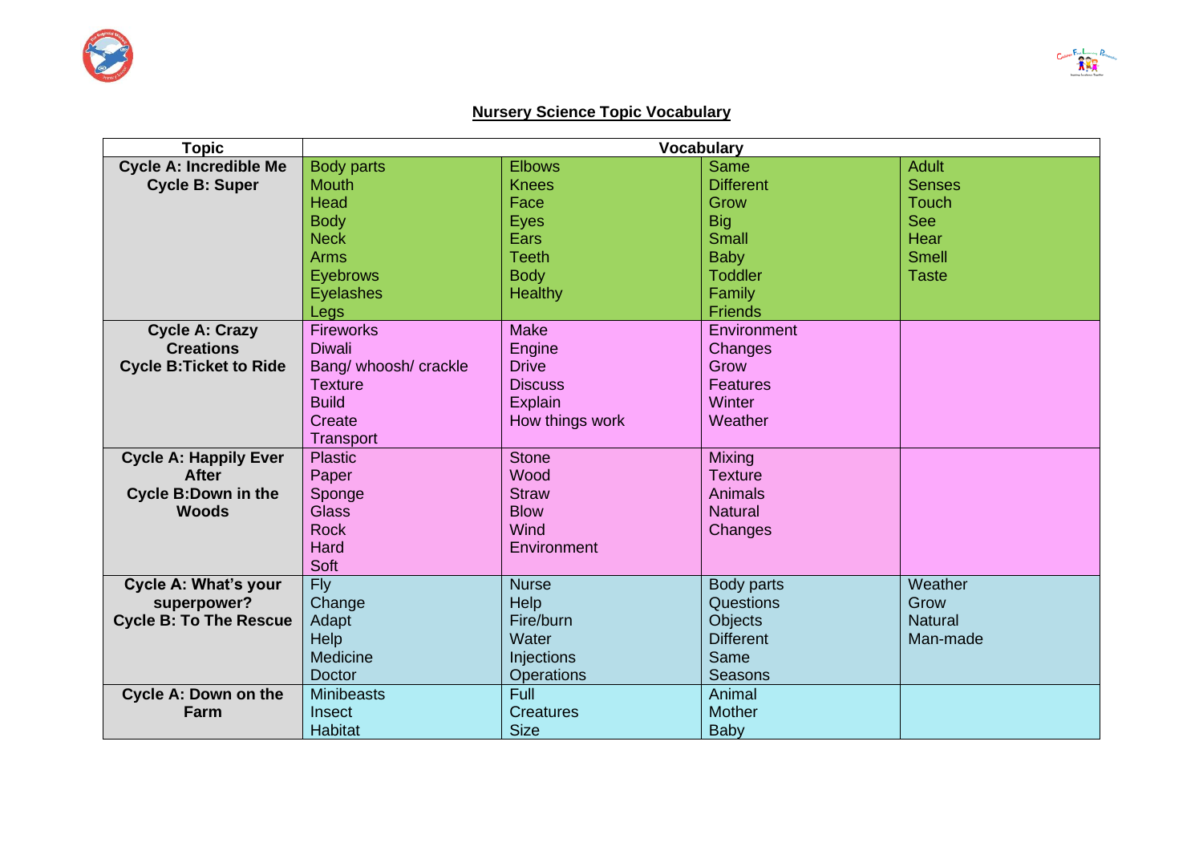## Nursery Science Topic Vocabulary

| Topic | Vocabulary | | | |
|---|---|---|---|---|
| **Cycle A: Incredible Me**<br>**Cycle B: Super** | Body parts<br>Mouth<br>Head<br>Body<br>Neck<br>Arms<br>Eyebrows<br>Eyelashes<br>Legs | Elbows<br>Knees<br>Face<br>Eyes<br>Ears<br>Teeth<br>Body<br>Healthy | Same<br>Different<br>Grow<br>Big<br>Small<br>Baby<br>Toddler<br>Family<br>Friends | Adult<br>Senses<br>Touch<br>See<br>Hear<br>Smell<br>Taste |
| **Cycle A: Crazy Creations**<br>**Cycle B:Ticket to Ride** | Fireworks<br>Diwali<br>Bang/ whoosh/ crackle<br>Texture<br>Build<br>Create<br>Transport | Make<br>Engine<br>Drive<br>Discuss<br>Explain<br>How things work | Environment<br>Changes<br>Grow<br>Features<br>Winter<br>Weather | |
| **Cycle A: Happily Ever After**<br>**Cycle B:Down in the Woods** | Plastic<br>Paper<br>Sponge<br>Glass<br>Rock<br>Hard<br>Soft | Stone<br>Wood<br>Straw<br>Blow<br>Wind<br>Environment | Mixing<br>Texture<br>Animals<br>Natural<br>Changes | |
| **Cycle A: What's your superpower?**<br>**Cycle B: To The Rescue** | Fly<br>Change<br>Adapt<br>Help<br>Medicine<br>Doctor | Nurse<br>Help<br>Fire/burn<br>Water<br>Injections<br>Operations | Body parts<br>Questions<br>Objects<br>Different<br>Same<br>Seasons | Weather<br>Grow<br>Natural<br>Man-made |
| **Cycle A: Down on the Farm** | Minibeasts<br>Insect<br>Habitat | Full<br>Creatures<br>Size | Animal<br>Mother<br>Baby | |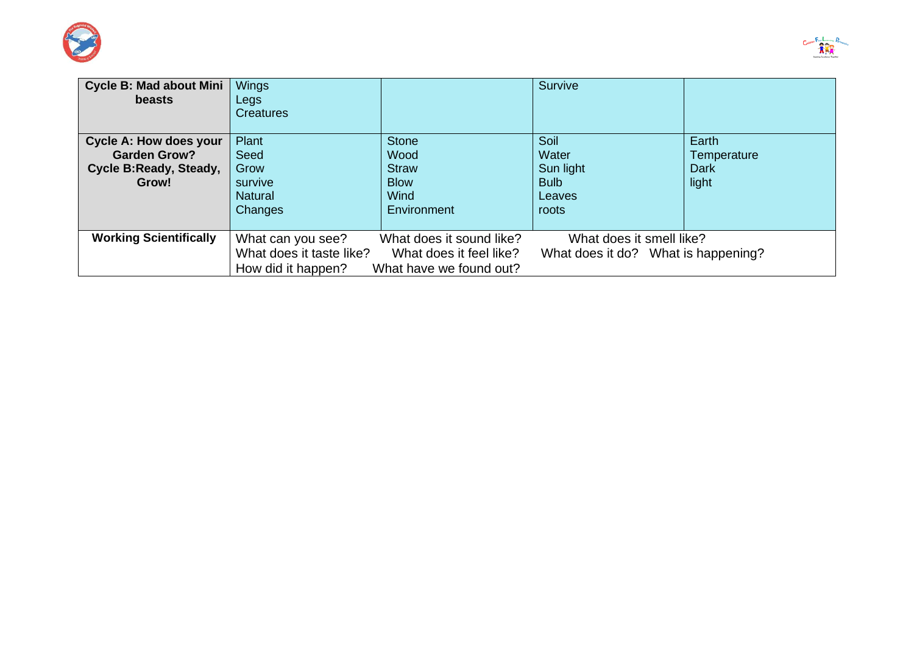| | | | | |
|---|---|---|---|---|
| **Cycle B: Mad about Mini beasts** | Wings<br>Legs<br>Creatures | | Survive | |
| **Cycle A: How does your Garden Grow?**<br>**Cycle B:Ready, Steady, Grow!** | Plant<br>Seed<br>Grow<br>survive<br>Natural<br>Changes | Stone<br>Wood<br>Straw<br>Blow<br>Wind<br>Environment | Soil<br>Water<br>Sun light<br>Bulb<br>Leaves<br>roots | Earth<br>Temperature<br>Dark<br>light |
| **Working Scientifically** | What can you see? What does it sound like? What does it smell like?<br>What does it taste like? What does it feel like? What does it do? What is happening?<br>How did it happen? What have we found out? | | | |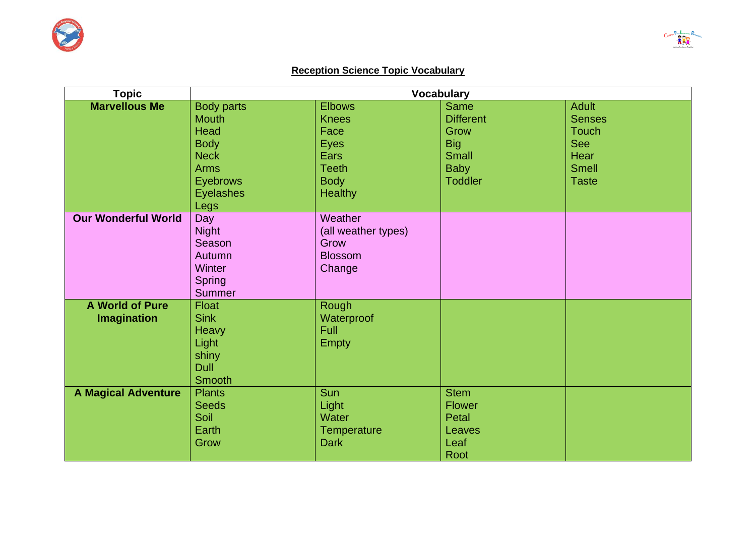**Reception Science Topic Vocabulary**

| Topic | Vocabulary | | | |
|---|---|---|---|---|
| **Marvellous Me** | Body parts<br>Mouth<br>Head<br>Body<br>Neck<br>Arms<br>Eyebrows<br>Eyelashes<br>Legs | Elbows<br>Knees<br>Face<br>Eyes<br>Ears<br>Teeth<br>Body<br>Healthy | Same<br>Different<br>Grow<br>Big<br>Small<br>Baby<br>Toddler | Adult<br>Senses<br>Touch<br>See<br>Hear<br>Smell<br>Taste |
| **Our Wonderful World** | Day<br>Night<br>Season<br>Autumn<br>Winter<br>Spring<br>Summer | Weather<br>(all weather types)<br>Grow<br>Blossom<br>Change | | |
| **A World of Pure Imagination** | Float<br>Sink<br>Heavy<br>Light<br>shiny<br>Dull<br>Smooth | Rough<br>Waterproof<br>Full<br>Empty | | |
| **A Magical Adventure** | Plants<br>Seeds<br>Soil<br>Earth<br>Grow | Sun<br>Light<br>Water<br>Temperature<br>Dark | Stem<br>Flower<br>Petal<br>Leaves<br>Leaf<br>Root | |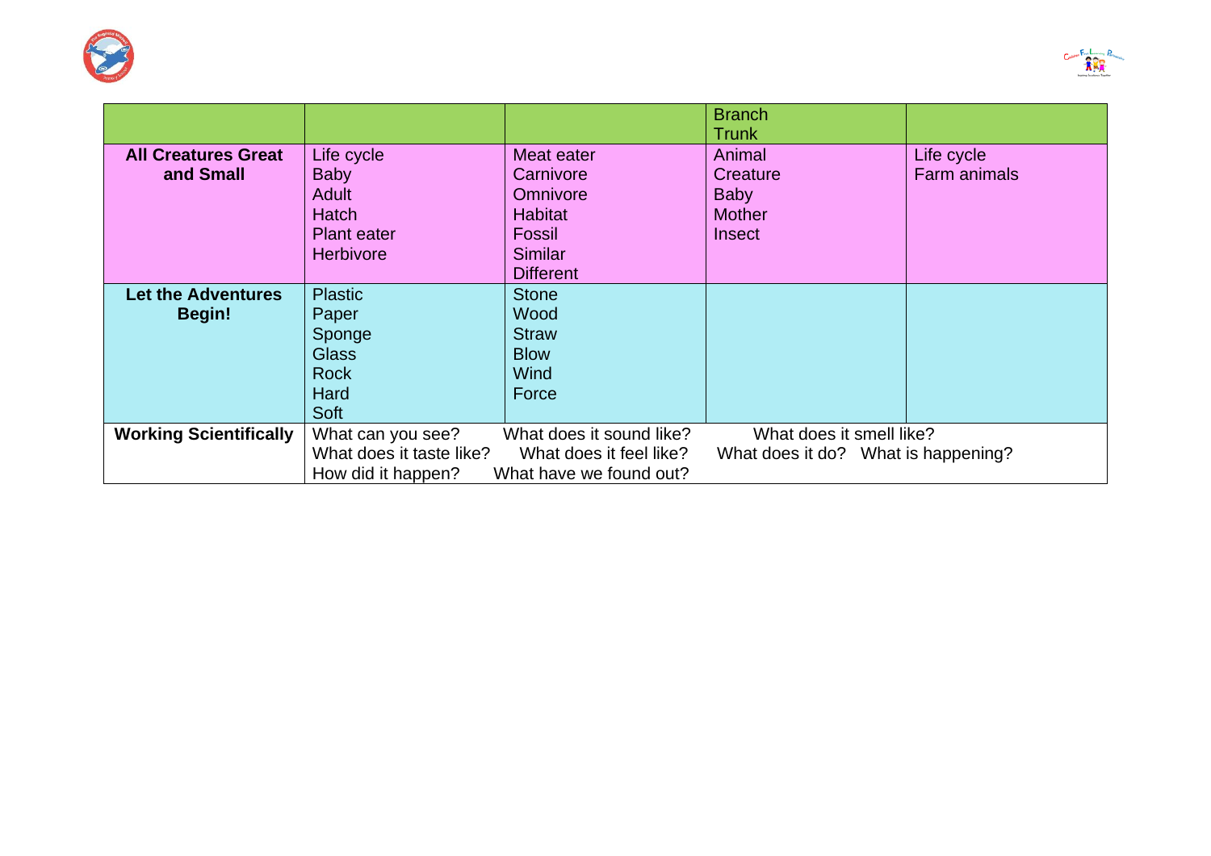| | | | Branch<br>Trunk | |
|---|---|---|---|---|
| **All Creatures Great and Small** | Life cycle<br>Baby<br>Adult<br>Hatch<br>Plant eater<br>Herbivore | Meat eater<br>Carnivore<br>Omnivore<br>Habitat<br>Fossil<br>Similar<br>Different | Animal<br>Creature<br>Baby<br>Mother<br>Insect | Life cycle<br>Farm animals |
| **Let the Adventures Begin!** | Plastic<br>Paper<br>Sponge<br>Glass<br>Rock<br>Hard<br>Soft | Stone<br>Wood<br>Straw<br>Blow<br>Wind<br>Force | | |
| **Working Scientifically** | What can you see? What does it sound like? What does it smell like?<br>What does it taste like? What does it feel like? What does it do? What is happening?<br>How did it happen? What have we found out? | | | |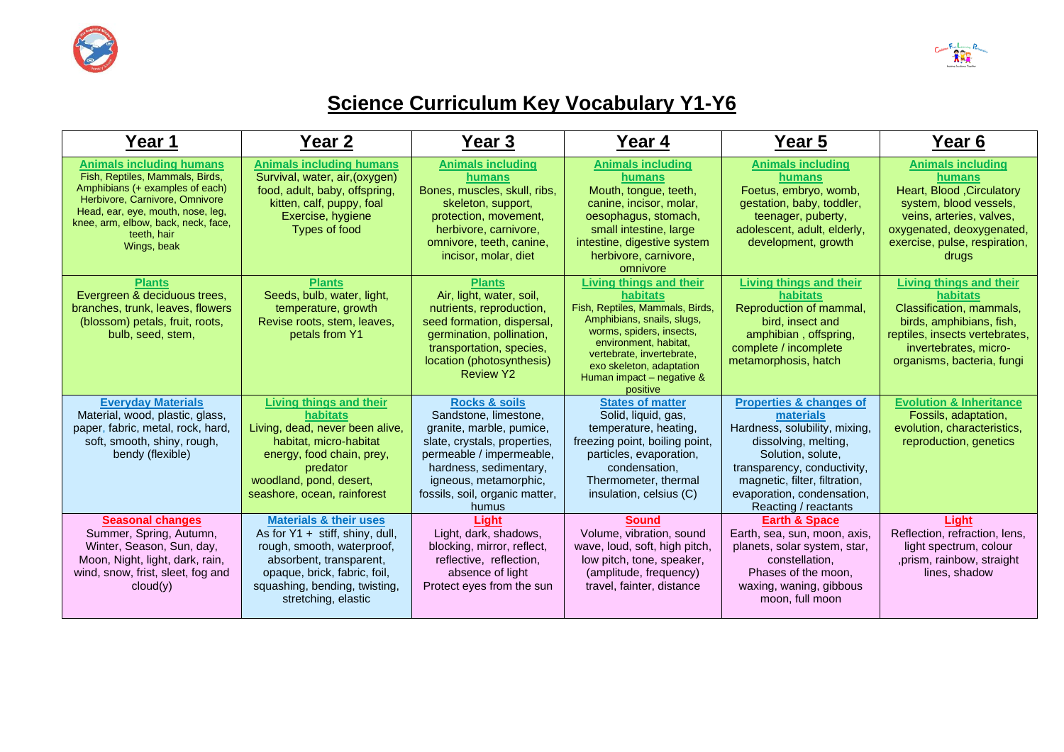# Science Curriculum Key Vocabulary Y1-Y6

| Year 1 | Year 2 | Year 3 | Year 4 | Year 5 | Year 6 |
|---|---|---|---|---|---|
| **Animals including humans**<br>Fish, Reptiles, Mammals, Birds, Amphibians (+ examples of each)<br>Herbivore, Carnivore, Omnivore<br>Head, ear, eye, mouth, nose, leg, knee, arm, elbow, back, neck, face, teeth, hair<br>Wings, beak | **Animals including humans**<br>Survival, water, air,(oxygen) food, adult, baby, offspring, kitten, calf, puppy, foal<br>Exercise, hygiene<br>Types of food | **Animals including humans**<br>Bones, muscles, skull, ribs, skeleton, support, protection, movement, herbivore, carnivore, omnivore, teeth, canine, incisor, molar, diet | **Animals including humans**<br>Mouth, tongue, teeth, canine, incisor, molar, oesophagus, stomach, small intestine, large intestine, digestive system herbivore, carnivore, omnivore | **Animals including humans**<br>Foetus, embryo, womb, gestation, baby, toddler, teenager, puberty, adolescent, adult, elderly, development, growth | **Animals including humans**<br>Heart, Blood ,Circulatory system, blood vessels, veins, arteries, valves, oxygenated, deoxygenated, exercise, pulse, respiration, drugs |
| **Plants**<br>Evergreen & deciduous trees, branches, trunk, leaves, flowers (blossom) petals, fruit, roots, bulb, seed, stem, | **Plants**<br>Seeds, bulb, water, light, temperature, growth<br>Revise roots, stem, leaves, petals from Y1 | **Plants**<br>Air, light, water, soil, nutrients, reproduction, seed formation, dispersal, germination, pollination, transportation, species, location (photosynthesis)<br>Review Y2 | **Living things and their habitats**<br>Fish, Reptiles, Mammals, Birds, Amphibians, snails, slugs, worms, spiders, insects, environment, habitat, vertebrate, invertebrate, exo skeleton, adaptation<br>Human impact – negative & positive | **Living things and their habitats**<br>Reproduction of mammal, bird, insect and amphibian , offspring, complete / incomplete metamorphosis, hatch | **Living things and their habitats**<br>Classification, mammals, birds, amphibians, fish, reptiles, insects vertebrates, invertebrates, micro-organisms, bacteria, fungi |
| **Everyday Materials**<br>Material, wood, plastic, glass, paper, fabric, metal, rock, hard, soft, smooth, shiny, rough, bendy (flexible) | **Living things and their habitats**<br>Living, dead, never been alive, habitat, micro-habitat energy, food chain, prey, predator<br>woodland, pond, desert, seashore, ocean, rainforest | **Rocks & soils**<br>Sandstone, limestone, granite, marble, pumice, slate, crystals, properties, permeable / impermeable, hardness, sedimentary, igneous, metamorphic, fossils, soil, organic matter, humus | **States of matter**<br>Solid, liquid, gas, temperature, heating, freezing point, boiling point, particles, evaporation, condensation, Thermometer, thermal insulation, celsius (C) | **Properties & changes of materials**<br>Hardness, solubility, mixing, dissolving, melting, Solution, solute, transparency, conductivity, magnetic, filter, filtration, evaporation, condensation, Reacting / reactants | **Evolution & Inheritance**<br>Fossils, adaptation, evolution, characteristics, reproduction, genetics |
| **Seasonal changes**<br>Summer, Spring, Autumn, Winter, Season, Sun, day, Moon, Night, light, dark, rain, wind, snow, frist, sleet, fog and cloud(y) | **Materials & their uses**<br>As for Y1 + stiff, shiny, dull, rough, smooth, waterproof, absorbent, transparent, opaque, brick, fabric, foil, squashing, bending, twisting, stretching, elastic | **Light**<br>Light, dark, shadows, blocking, mirror, reflect, reflective, reflection, absence of light<br>Protect eyes from the sun | **Sound**<br>Volume, vibration, sound wave, loud, soft, high pitch, low pitch, tone, speaker, (amplitude, frequency) travel, fainter, distance | **Earth & Space**<br>Earth, sea, sun, moon, axis, planets, solar system, star, constellation,<br>Phases of the moon, waxing, waning, gibbous moon, full moon | **Light**<br>Reflection, refraction, lens, light spectrum, colour ,prism, rainbow, straight lines, shadow |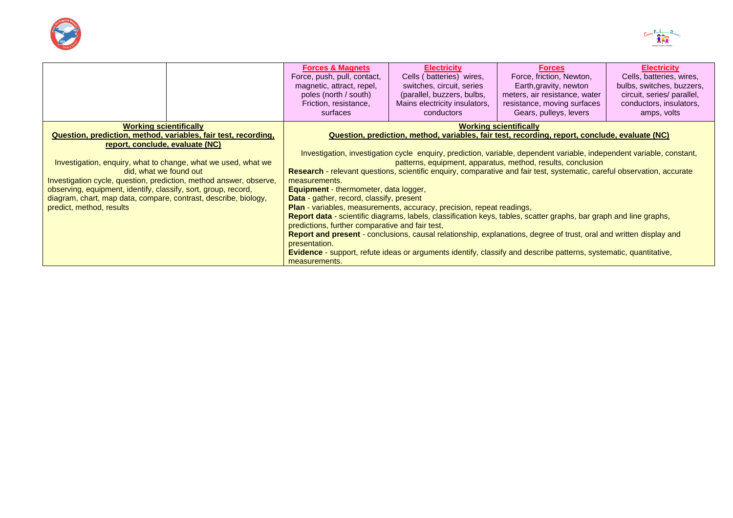| | | | | | |
|---|---|---|---|---|---|
| | | **Forces & Magnets**<br>Force, push, pull, contact, magnetic, attract, repel, poles (north / south) Friction, resistance, surfaces | **Electricity**<br>Cells ( batteries) wires, switches, circuit, series (parallel, buzzers, bulbs, Mains electricity insulators, conductors | **Forces**<br>Force, friction, Newton, Earth,gravity, newton meters, air resistance, water resistance, moving surfaces Gears, pulleys, levers | **Electricity**<br>Cells, batteries, wires, bulbs, switches, buzzers, circuit, series/ parallel, conductors, insulators, amps, volts |
| **Working scientifically**<br>**Question, prediction, method, variables, fair test, recording, report, conclude, evaluate (NC)**<br><br>Investigation, enquiry, what to change, what we used, what we did, what we found out<br>Investigation cycle, question, prediction, method answer, observe, observing, equipment, identify, classify, sort, group, record, diagram, chart, map data, compare, contrast, describe, biology, predict, method, results | | **Working scientifically**<br>**Question, prediction, method, variables, fair test, recording, report, conclude, evaluate (NC)**<br><br>Investigation, investigation cycle enquiry, prediction, variable, dependent variable, independent variable, constant, patterns, equipment, apparatus, method, results, conclusion<br>**Research** - relevant questions, scientific enquiry, comparative and fair test, systematic, careful observation, accurate measurements.<br>**Equipment** - thermometer, data logger,<br>**Data** - gather, record, classify, present<br>**Plan** - variables, measurements, accuracy, precision, repeat readings,<br>**Report data** - scientific diagrams, labels, classification keys, tables, scatter graphs, bar graph and line graphs, predictions, further comparative and fair test,<br>**Report and present** - conclusions, causal relationship, explanations, degree of trust, oral and written display and presentation.<br>**Evidence** - support, refute ideas or arguments identify, classify and describe patterns, systematic, quantitative, measurements. | | | |